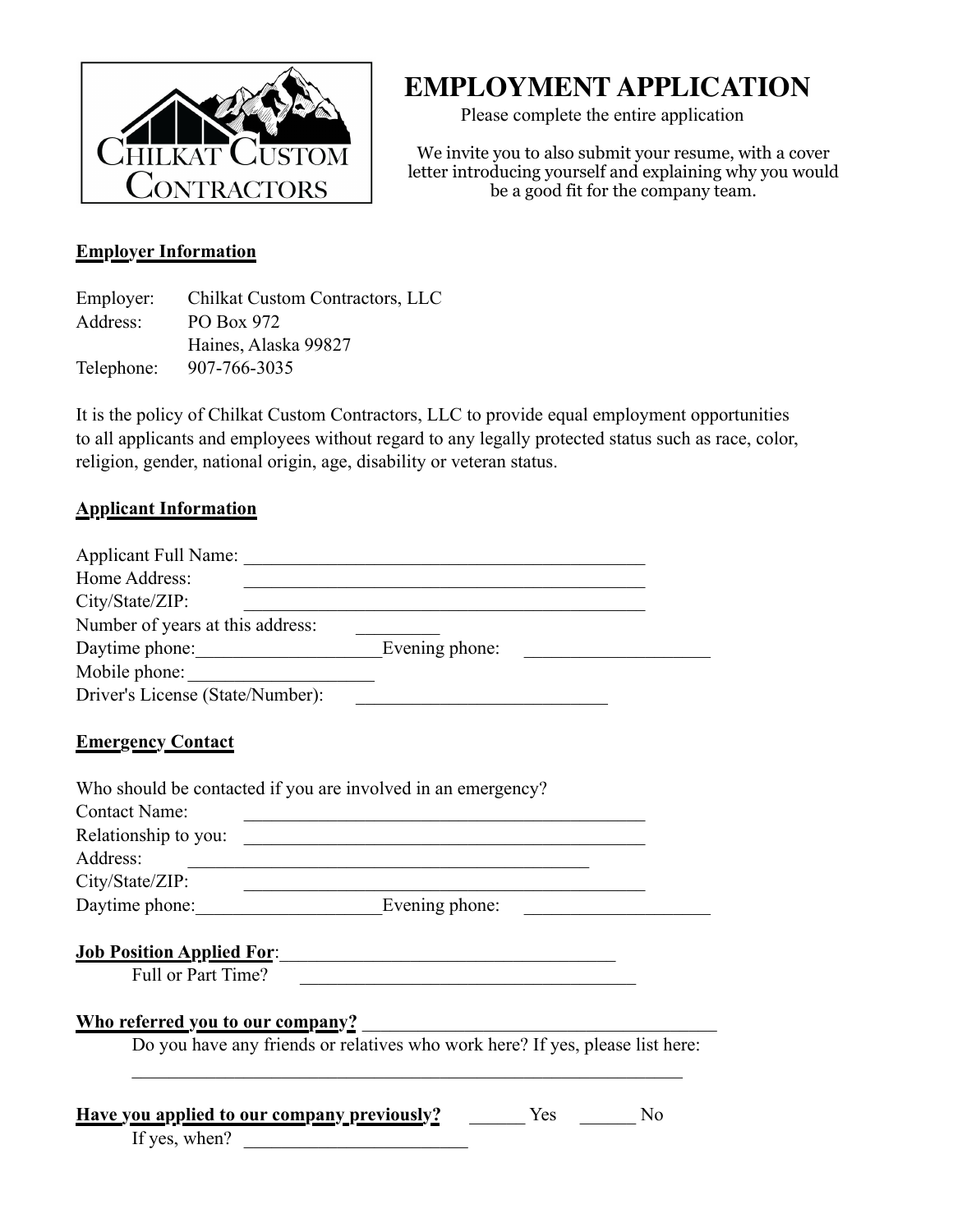Chilkat Custom Contractors

# EMPLOYMENT APPLICATION

Please complete the entire application

We invite you to also submit your resume, with a cover letter introducing yourself and explaining why you would be a good fit for the company team.

**Employer Information**

Employer: Chilkat Custom Contractors, LLC
Address: PO Box 972
Haines, Alaska 99827
Telephone: 907-766-3035

It is the policy of Chilkat Custom Contractors, LLC to provide equal employment opportunities to all applicants and employees without regard to any legally protected status such as race, color, religion, gender, national origin, age, disability or veteran status.

**Applicant Information**

Applicant Full Name: ____________________________________________
Home Address: ____________________________________________
City/State/ZIP: ____________________________________________
Number of years at this address: _________
Daytime phone: ____________________ Evening phone: ____________________
Mobile phone: ____________________
Driver's License (State/Number): __________________________

**Emergency Contact**

Who should be contacted if you are involved in an emergency?
Contact Name: ____________________________________________
Relationship to you: ____________________________________________
Address: ____________________________________________
City/State/ZIP: ____________________________________________
Daytime phone: ____________________ Evening phone: ____________________

**Job Position Applied For**: _____________________________________
Full or Part Time? _____________________________________

**Who referred you to our company?** _______________________________________
Do you have any friends or relatives who work here? If yes, please list here:
_____________________________________________________________

**Have you applied to our company previously?** ______ Yes ______ No
If yes, when? ________________________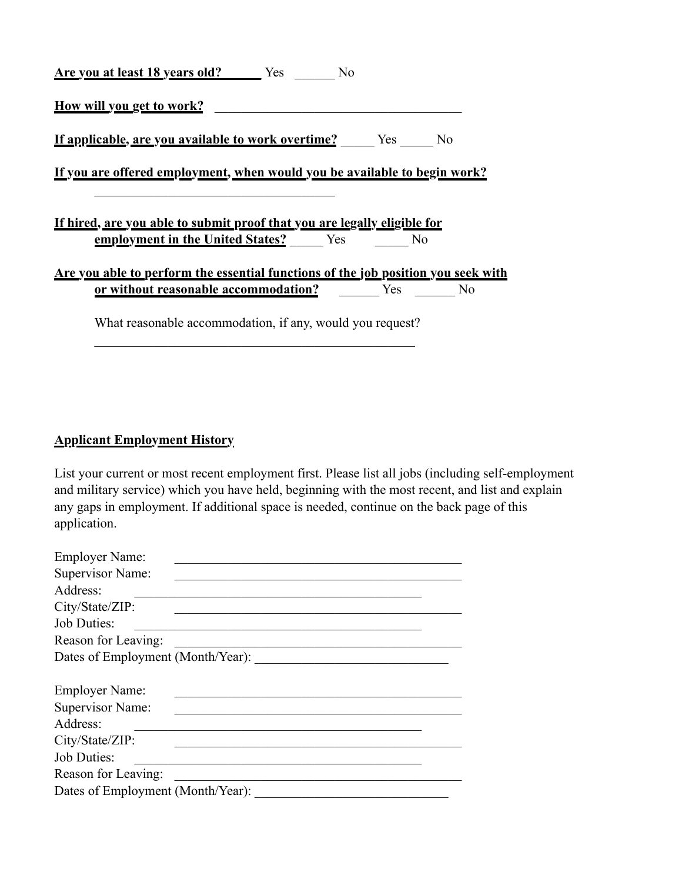**Are you at least 18 years old?** ______ Yes ______ No

**How will you get to work?** ______________________________________

**If applicable, are you available to work overtime?** _____ Yes _____ No

**If you are offered employment, when would you be available to begin work?**

____________________________________

**If hired, are you able to submit proof that you are legally eligible for employment in the United States?** _____ Yes _____ No

**Are you able to perform the essential functions of the job position you seek with or without reasonable accommodation?** ______ Yes ______ No

What reasonable accommodation, if any, would you request?

________________________________________________

**Applicant Employment History**

List your current or most recent employment first. Please list all jobs (including self-employment and military service) which you have held, beginning with the most recent, and list and explain any gaps in employment. If additional space is needed, continue on the back page of this application.

Employer Name: ___________________________________________
Supervisor Name: ___________________________________________
Address: ___________________________________________
City/State/ZIP: ___________________________________________
Job Duties: ___________________________________________
Reason for Leaving: ___________________________________________
Dates of Employment (Month/Year): _____________________________

Employer Name: ___________________________________________
Supervisor Name: ___________________________________________
Address: ___________________________________________
City/State/ZIP: ___________________________________________
Job Duties: ___________________________________________
Reason for Leaving: ___________________________________________
Dates of Employment (Month/Year): _____________________________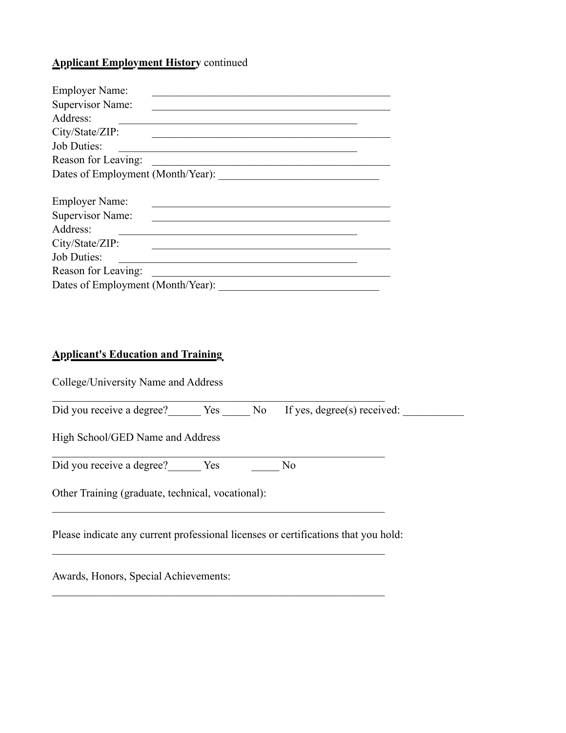**Applicant Employment History** continued

Employer Name: ____________________________________________
Supervisor Name: ____________________________________________
Address: ____________________________________________
City/State/ZIP: ____________________________________________
Job Duties: ____________________________________________
Reason for Leaving: ____________________________________________
Dates of Employment (Month/Year): ______________________________

Employer Name: ____________________________________________
Supervisor Name: ____________________________________________
Address: ____________________________________________
City/State/ZIP: ____________________________________________
Job Duties: ____________________________________________
Reason for Leaving: ____________________________________________
Dates of Employment (Month/Year): ______________________________

**Applicant's Education and Training**

College/University Name and Address

_______________________________________________________________

Did you receive a degree?______ Yes _____ No If yes, degree(s) received: ___________

High School/GED Name and Address

_______________________________________________________________

Did you receive a degree?______ Yes _____ No

Other Training (graduate, technical, vocational):

_______________________________________________________________

Please indicate any current professional licenses or certifications that you hold:

_______________________________________________________________

Awards, Honors, Special Achievements:

_______________________________________________________________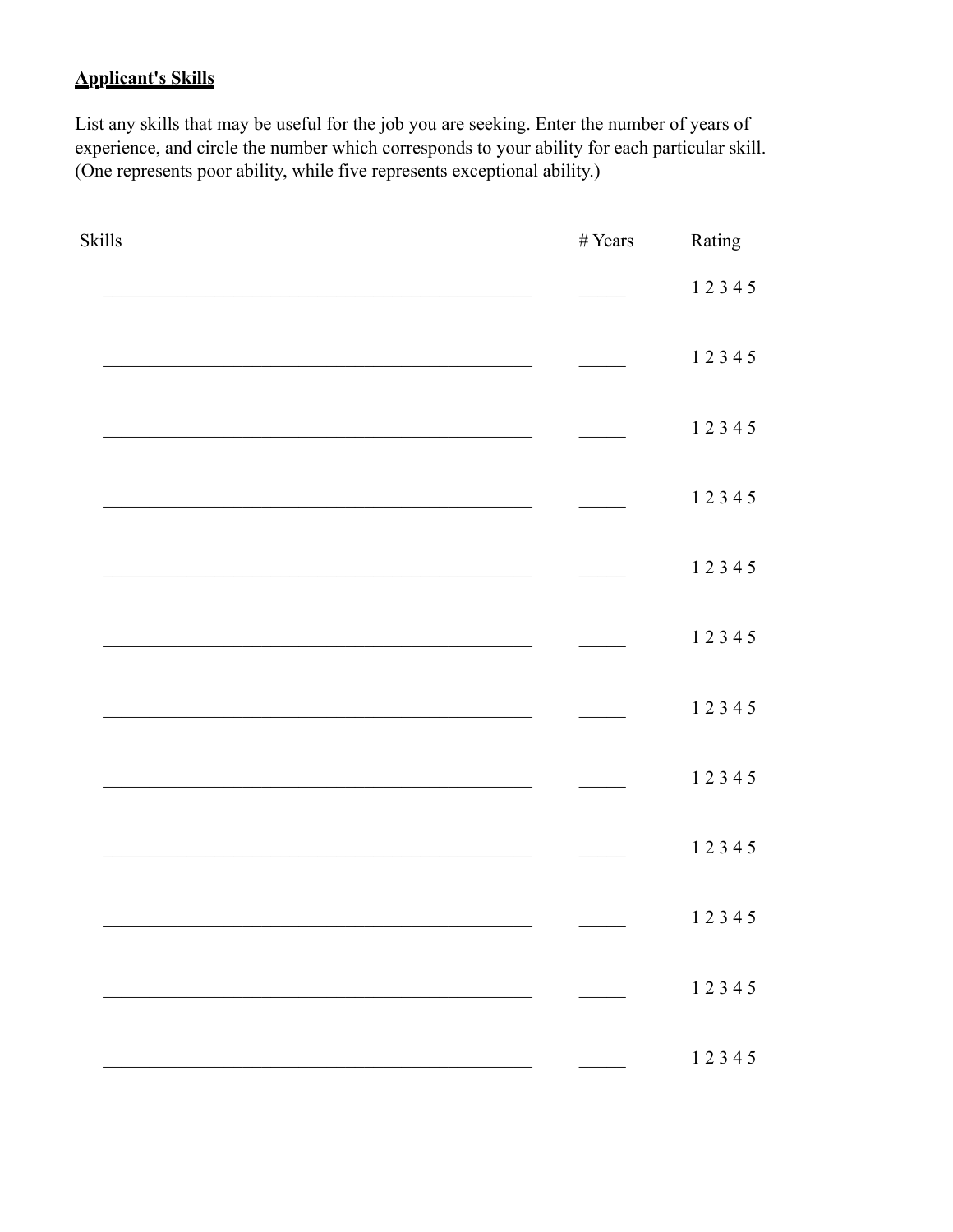**Applicant's Skills**

List any skills that may be useful for the job you are seeking. Enter the number of years of experience, and circle the number which corresponds to your ability for each particular skill. (One represents poor ability, while five represents exceptional ability.)

| Skills | # Years | Rating |
|---|---|---|
| ______________________________ | _____ | 1 2 3 4 5 |
| ______________________________ | _____ | 1 2 3 4 5 |
| ______________________________ | _____ | 1 2 3 4 5 |
| ______________________________ | _____ | 1 2 3 4 5 |
| ______________________________ | _____ | 1 2 3 4 5 |
| ______________________________ | _____ | 1 2 3 4 5 |
| ______________________________ | _____ | 1 2 3 4 5 |
| ______________________________ | _____ | 1 2 3 4 5 |
| ______________________________ | _____ | 1 2 3 4 5 |
| ______________________________ | _____ | 1 2 3 4 5 |
| ______________________________ | _____ | 1 2 3 4 5 |
| ______________________________ | _____ | 1 2 3 4 5 |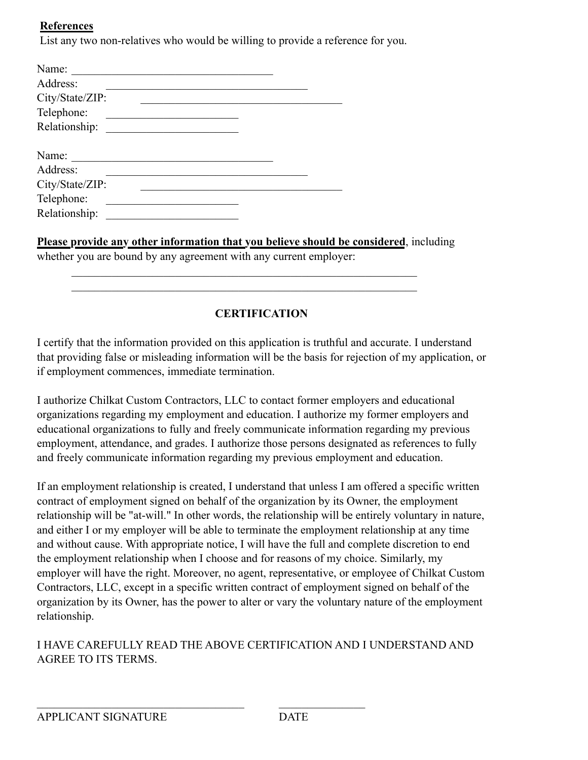**References**

List any two non-relatives who would be willing to provide a reference for you.

Name: ___________________________________
Address: ___________________________________
City/State/ZIP: ___________________________________
Telephone: ______________________
Relationship: ______________________

Name: ___________________________________
Address: ___________________________________
City/State/ZIP: ___________________________________
Telephone: ______________________
Relationship: ______________________

**Please provide any other information that you believe should be considered**, including whether you are bound by any agreement with any current employer:

____________________________________________________________
____________________________________________________________

**CERTIFICATION**

I certify that the information provided on this application is truthful and accurate. I understand that providing false or misleading information will be the basis for rejection of my application, or if employment commences, immediate termination.

I authorize Chilkat Custom Contractors, LLC to contact former employers and educational organizations regarding my employment and education. I authorize my former employers and educational organizations to fully and freely communicate information regarding my previous employment, attendance, and grades. I authorize those persons designated as references to fully and freely communicate information regarding my previous employment and education.

If an employment relationship is created, I understand that unless I am offered a specific written contract of employment signed on behalf of the organization by its Owner, the employment relationship will be "at-will." In other words, the relationship will be entirely voluntary in nature, and either I or my employer will be able to terminate the employment relationship at any time and without cause. With appropriate notice, I will have the full and complete discretion to end the employment relationship when I choose and for reasons of my choice. Similarly, my employer will have the right. Moreover, no agent, representative, or employee of Chilkat Custom Contractors, LLC, except in a specific written contract of employment signed on behalf of the organization by its Owner, has the power to alter or vary the voluntary nature of the employment relationship.

I HAVE CAREFULLY READ THE ABOVE CERTIFICATION AND I UNDERSTAND AND AGREE TO ITS TERMS.

____________________________________ _______________
APPLICANT SIGNATURE DATE